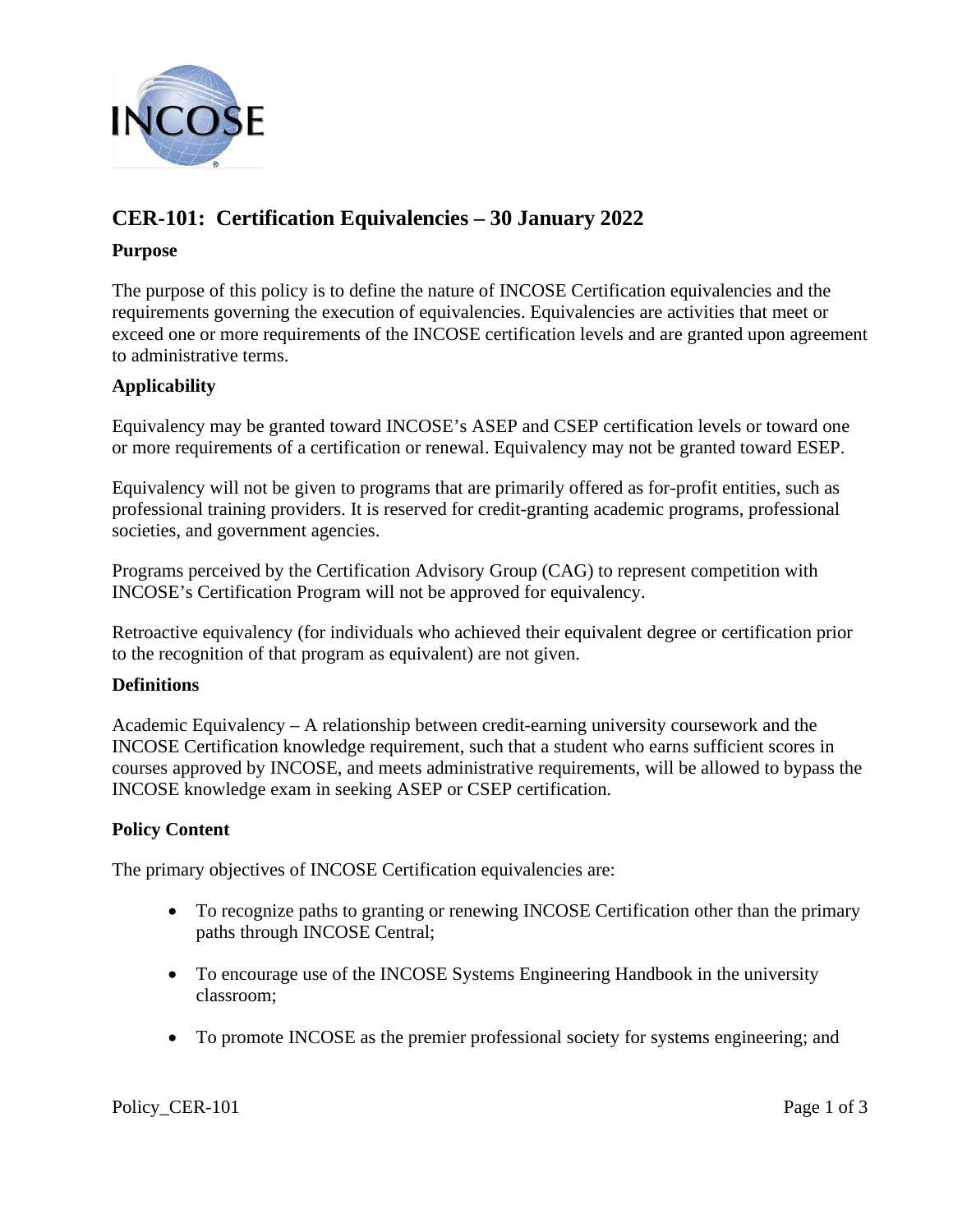# CER-101: Certification Equivalencies – 30 January 2022

## Purpose

The purpose of this policy is to define the nature of INCOSE Certification equivalencies and the requirements governing the execution of equivalencies. Equivalencies are activities that meet or exceed one or more requirements of the INCOSE certification levels and are granted upon agreement to administrative terms.

## Applicability

Equivalency may be granted toward INCOSE's ASEP and CSEP certification levels or toward one or more requirements of a certification or renewal. Equivalency may not be granted toward ESEP.

Equivalency will not be given to programs that are primarily offered as for-profit entities, such as professional training providers. It is reserved for credit-granting academic programs, professional societies, and government agencies.

Programs perceived by the Certification Advisory Group (CAG) to represent competition with INCOSE's Certification Program will not be approved for equivalency.

Retroactive equivalency (for individuals who achieved their equivalent degree or certification prior to the recognition of that program as equivalent) are not given.

## Definitions

Academic Equivalency – A relationship between credit-earning university coursework and the INCOSE Certification knowledge requirement, such that a student who earns sufficient scores in courses approved by INCOSE, and meets administrative requirements, will be allowed to bypass the INCOSE knowledge exam in seeking ASEP or CSEP certification.

## Policy Content

The primary objectives of INCOSE Certification equivalencies are:

- To recognize paths to granting or renewing INCOSE Certification other than the primary paths through INCOSE Central;
- To encourage use of the INCOSE Systems Engineering Handbook in the university classroom;
- To promote INCOSE as the premier professional society for systems engineering; and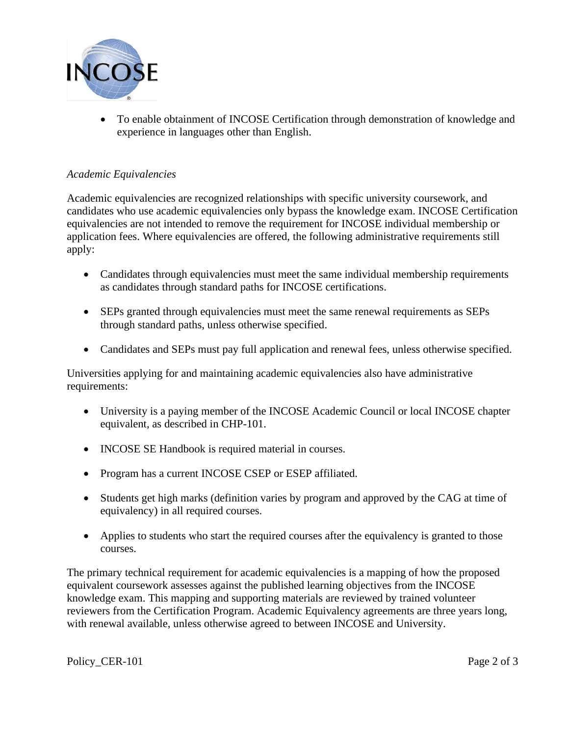- To enable obtainment of INCOSE Certification through demonstration of knowledge and experience in languages other than English.

*Academic Equivalencies*

Academic equivalencies are recognized relationships with specific university coursework, and candidates who use academic equivalencies only bypass the knowledge exam. INCOSE Certification equivalencies are not intended to remove the requirement for INCOSE individual membership or application fees. Where equivalencies are offered, the following administrative requirements still apply:

- Candidates through equivalencies must meet the same individual membership requirements as candidates through standard paths for INCOSE certifications.
- SEPs granted through equivalencies must meet the same renewal requirements as SEPs through standard paths, unless otherwise specified.
- Candidates and SEPs must pay full application and renewal fees, unless otherwise specified.

Universities applying for and maintaining academic equivalencies also have administrative requirements:

- University is a paying member of the INCOSE Academic Council or local INCOSE chapter equivalent, as described in CHP-101.
- INCOSE SE Handbook is required material in courses.
- Program has a current INCOSE CSEP or ESEP affiliated.
- Students get high marks (definition varies by program and approved by the CAG at time of equivalency) in all required courses.
- Applies to students who start the required courses after the equivalency is granted to those courses.

The primary technical requirement for academic equivalencies is a mapping of how the proposed equivalent coursework assesses against the published learning objectives from the INCOSE knowledge exam. This mapping and supporting materials are reviewed by trained volunteer reviewers from the Certification Program. Academic Equivalency agreements are three years long, with renewal available, unless otherwise agreed to between INCOSE and University.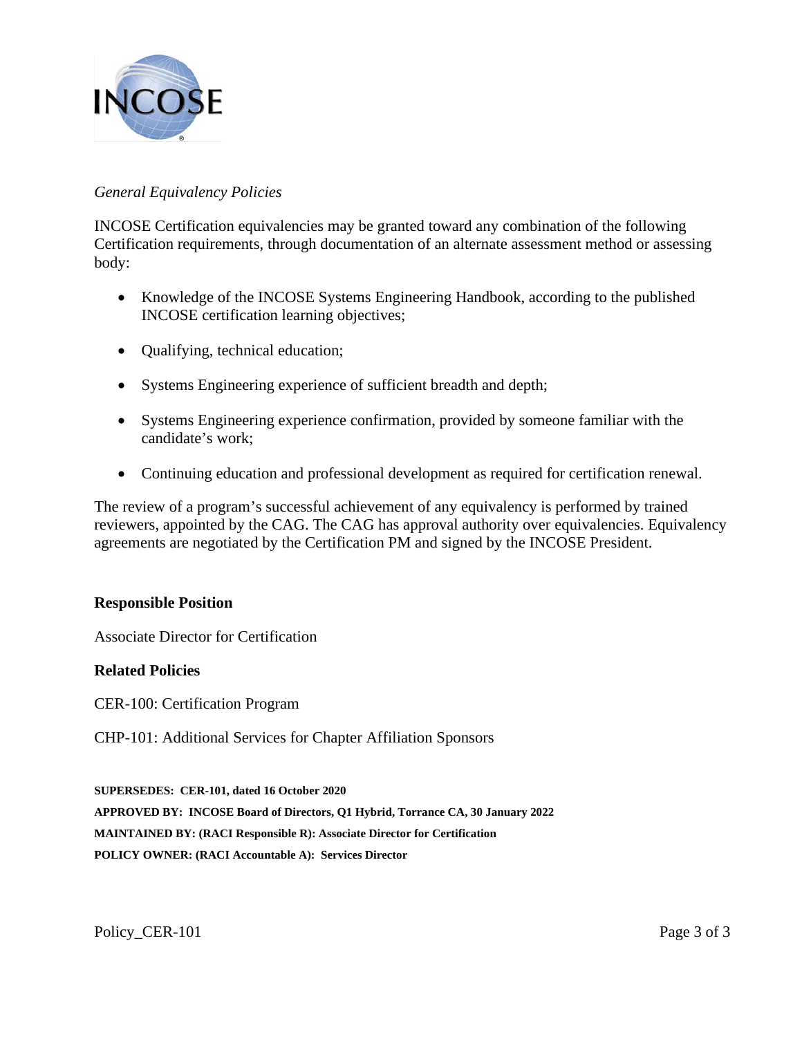*General Equivalency Policies*

INCOSE Certification equivalencies may be granted toward any combination of the following Certification requirements, through documentation of an alternate assessment method or assessing body:

- Knowledge of the INCOSE Systems Engineering Handbook, according to the published INCOSE certification learning objectives;
- Qualifying, technical education;
- Systems Engineering experience of sufficient breadth and depth;
- Systems Engineering experience confirmation, provided by someone familiar with the candidate's work;
- Continuing education and professional development as required for certification renewal.

The review of a program's successful achievement of any equivalency is performed by trained reviewers, appointed by the CAG. The CAG has approval authority over equivalencies. Equivalency agreements are negotiated by the Certification PM and signed by the INCOSE President.

**Responsible Position**

Associate Director for Certification

**Related Policies**

CER-100: Certification Program

CHP-101: Additional Services for Chapter Affiliation Sponsors

**SUPERSEDES: CER-101, dated 16 October 2020**

**APPROVED BY: INCOSE Board of Directors, Q1 Hybrid, Torrance CA, 30 January 2022**

**MAINTAINED BY: (RACI Responsible R): Associate Director for Certification**

**POLICY OWNER: (RACI Accountable A): Services Director**